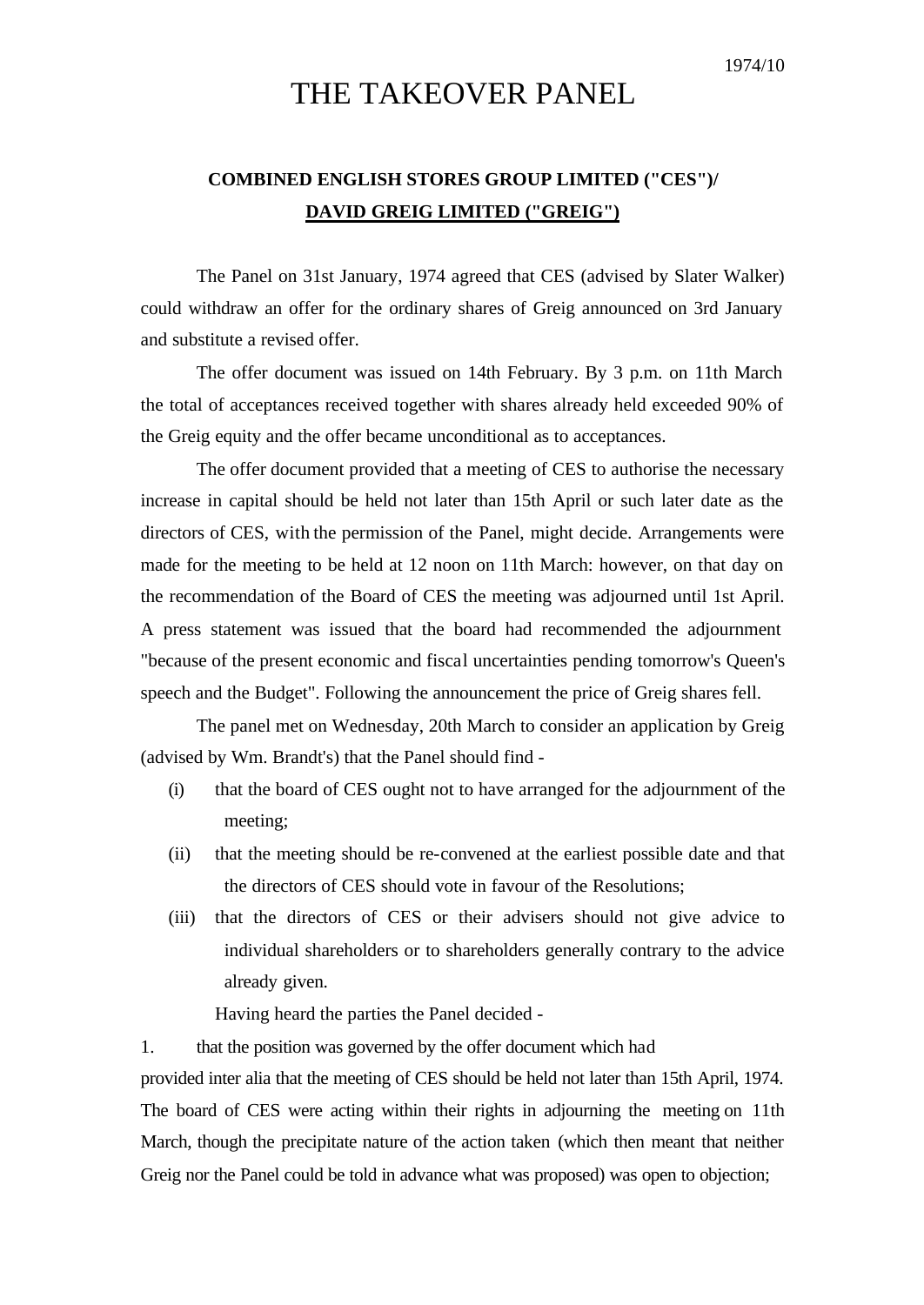1974/10

# THE TAKEOVER PANEL

## COMBINED ENGLISH STORES GROUP LIMITED ("CES")/ DAVID GREIG LIMITED ("GREIG")

The Panel on 31st January, 1974 agreed that CES (advised by Slater Walker) could withdraw an offer for the ordinary shares of Greig announced on 3rd January and substitute a revised offer.

The offer document was issued on 14th February. By 3 p.m. on 11th March the total of acceptances received together with shares already held exceeded 90% of the Greig equity and the offer became unconditional as to acceptances.

The offer document provided that a meeting of CES to authorise the necessary increase in capital should be held not later than 15th April or such later date as the directors of CES, with the permission of the Panel, might decide. Arrangements were made for the meeting to be held at 12 noon on 11th March: however, on that day on the recommendation of the Board of CES the meeting was adjourned until 1st April. A press statement was issued that the board had recommended the adjournment "because of the present economic and fiscal uncertainties pending tomorrow's Queen's speech and the Budget". Following the announcement the price of Greig shares fell.

The panel met on Wednesday, 20th March to consider an application by Greig (advised by Wm. Brandt's) that the Panel should find -

(i) that the board of CES ought not to have arranged for the adjournment of the meeting;

(ii) that the meeting should be re-convened at the earliest possible date and that the directors of CES should vote in favour of the Resolutions;

(iii) that the directors of CES or their advisers should not give advice to individual shareholders or to shareholders generally contrary to the advice already given.

Having heard the parties the Panel decided -

1. that the position was governed by the offer document which had provided inter alia that the meeting of CES should be held not later than 15th April, 1974. The board of CES were acting within their rights in adjourning the meeting on 11th March, though the precipitate nature of the action taken (which then meant that neither Greig nor the Panel could be told in advance what was proposed) was open to objection;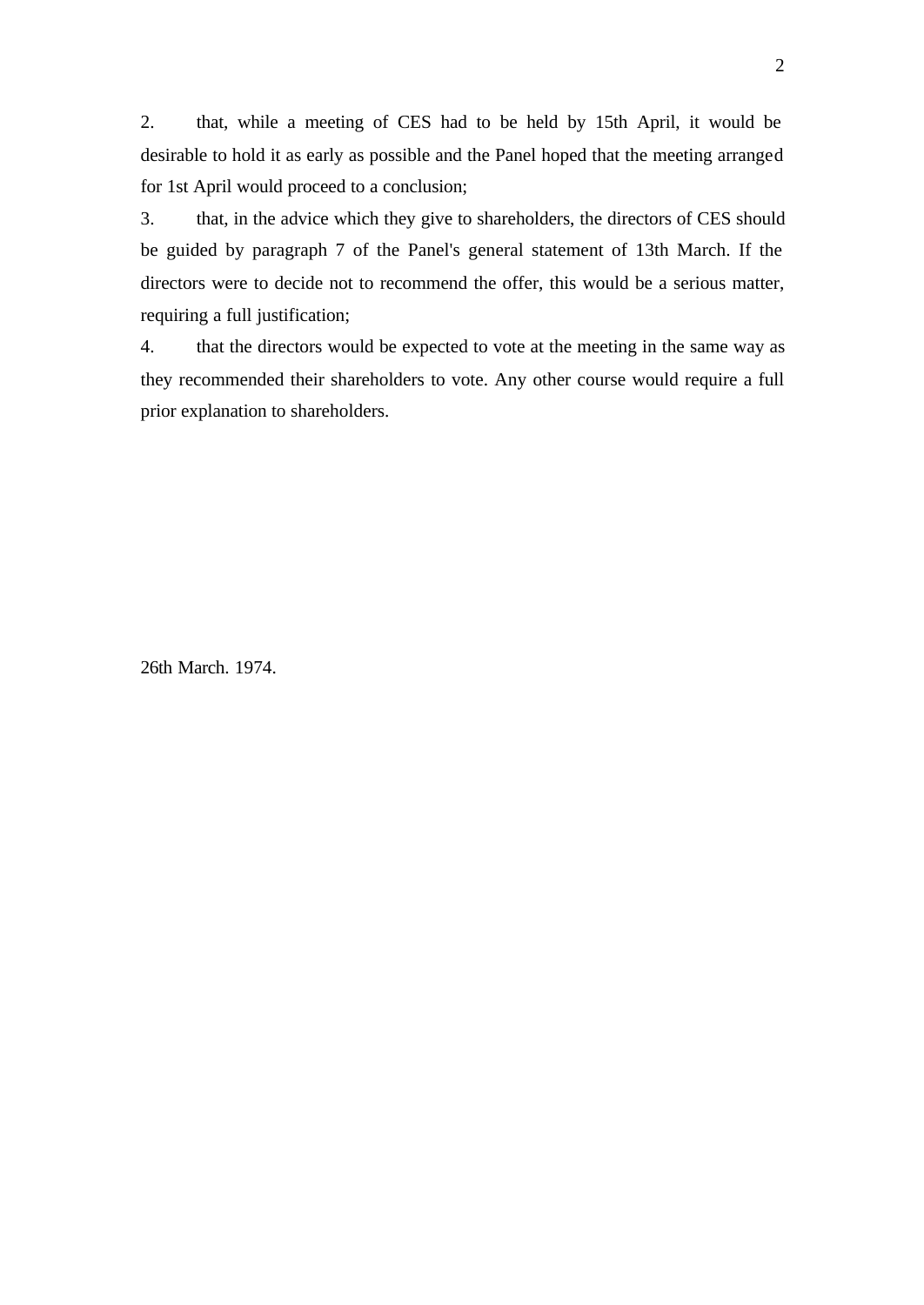2. that, while a meeting of CES had to be held by 15th April, it would be desirable to hold it as early as possible and the Panel hoped that the meeting arranged for 1st April would proceed to a conclusion;

3. that, in the advice which they give to shareholders, the directors of CES should be guided by paragraph 7 of the Panel's general statement of 13th March. If the directors were to decide not to recommend the offer, this would be a serious matter, requiring a full justification;

4. that the directors would be expected to vote at the meeting in the same way as they recommended their shareholders to vote. Any other course would require a full prior explanation to shareholders.

26th March. 1974.